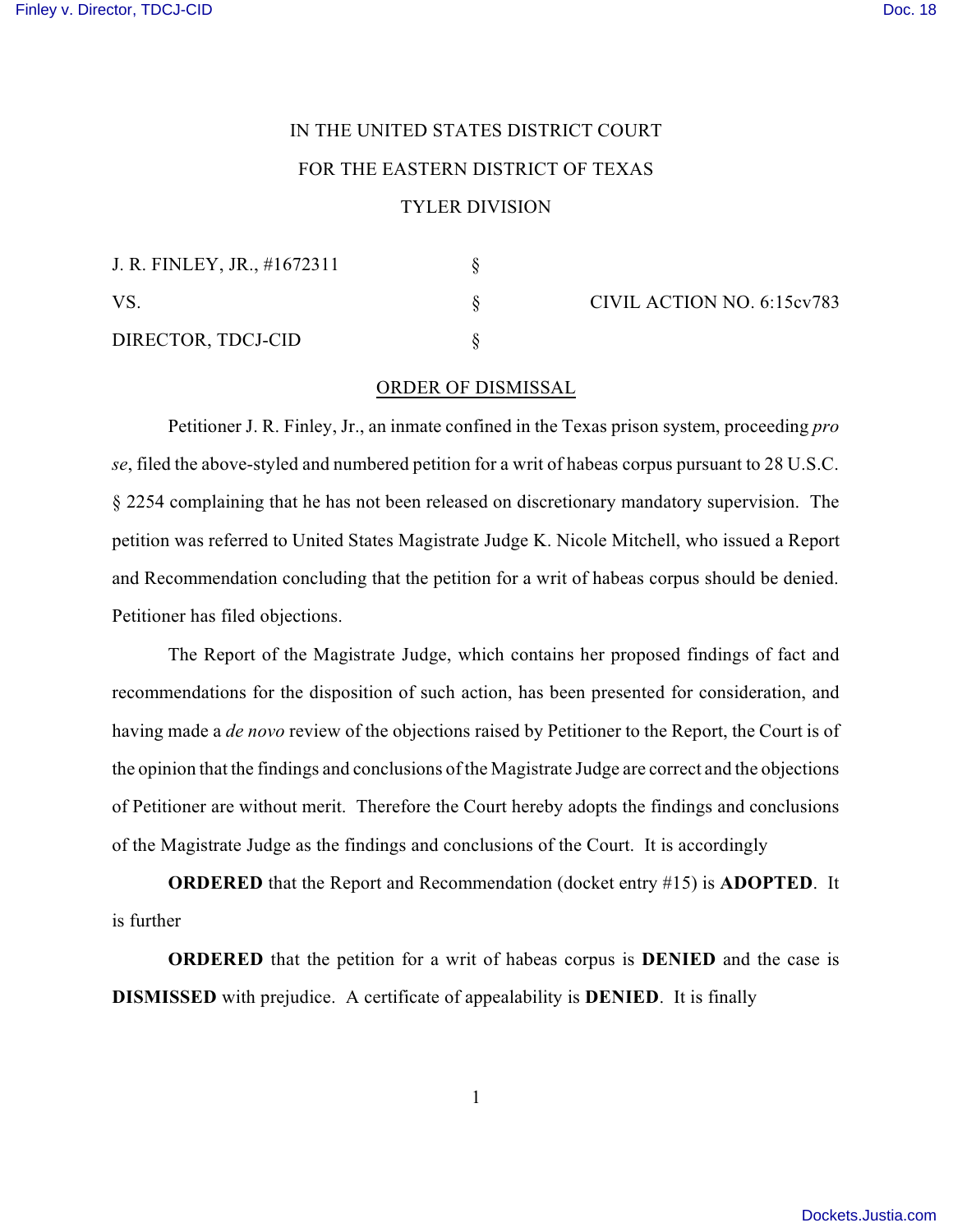IN THE UNITED STATES DISTRICT COURT

FOR THE EASTERN DISTRICT OF TEXAS

TYLER DIVISION

| | | |
|---|---|---|
| J. R. FINLEY, JR., #1672311 | § | |
| VS. | § | CIVIL ACTION NO. 6:15cv783 |
| DIRECTOR, TDCJ-CID | § | |

ORDER OF DISMISSAL

Petitioner J. R. Finley, Jr., an inmate confined in the Texas prison system, proceeding *pro se*, filed the above-styled and numbered petition for a writ of habeas corpus pursuant to 28 U.S.C. § 2254 complaining that he has not been released on discretionary mandatory supervision. The petition was referred to United States Magistrate Judge K. Nicole Mitchell, who issued a Report and Recommendation concluding that the petition for a writ of habeas corpus should be denied. Petitioner has filed objections.

The Report of the Magistrate Judge, which contains her proposed findings of fact and recommendations for the disposition of such action, has been presented for consideration, and having made a *de novo* review of the objections raised by Petitioner to the Report, the Court is of the opinion that the findings and conclusions of the Magistrate Judge are correct and the objections of Petitioner are without merit. Therefore the Court hereby adopts the findings and conclusions of the Magistrate Judge as the findings and conclusions of the Court. It is accordingly

**ORDERED** that the Report and Recommendation (docket entry #15) is **ADOPTED**. It is further

**ORDERED** that the petition for a writ of habeas corpus is **DENIED** and the case is **DISMISSED** with prejudice. A certificate of appealability is **DENIED**. It is finally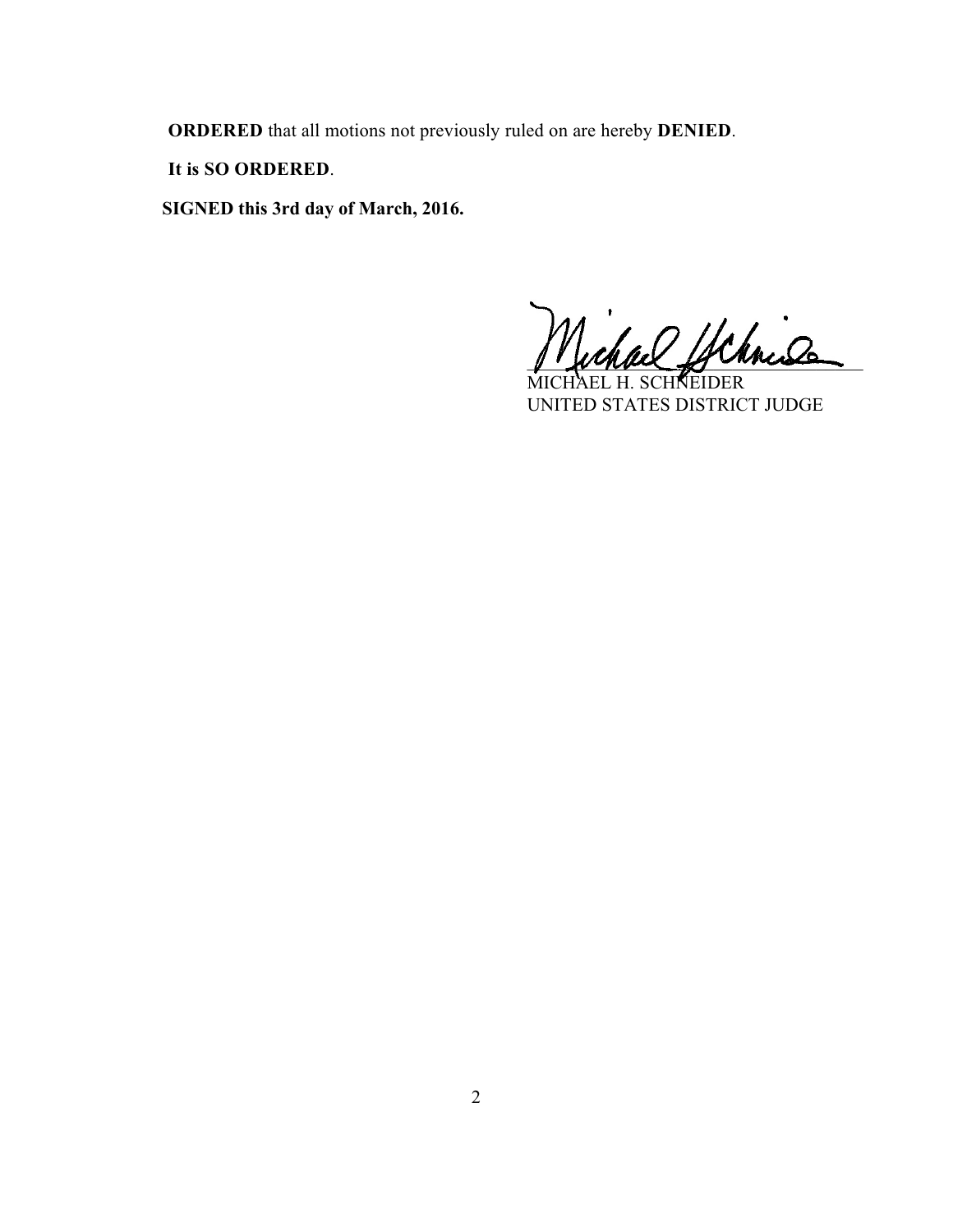**ORDERED** that all motions not previously ruled on are hereby **DENIED**.

**It is SO ORDERED**.

**SIGNED this 3rd day of March, 2016.**

MICHAEL H. SCHNEIDER
UNITED STATES DISTRICT JUDGE